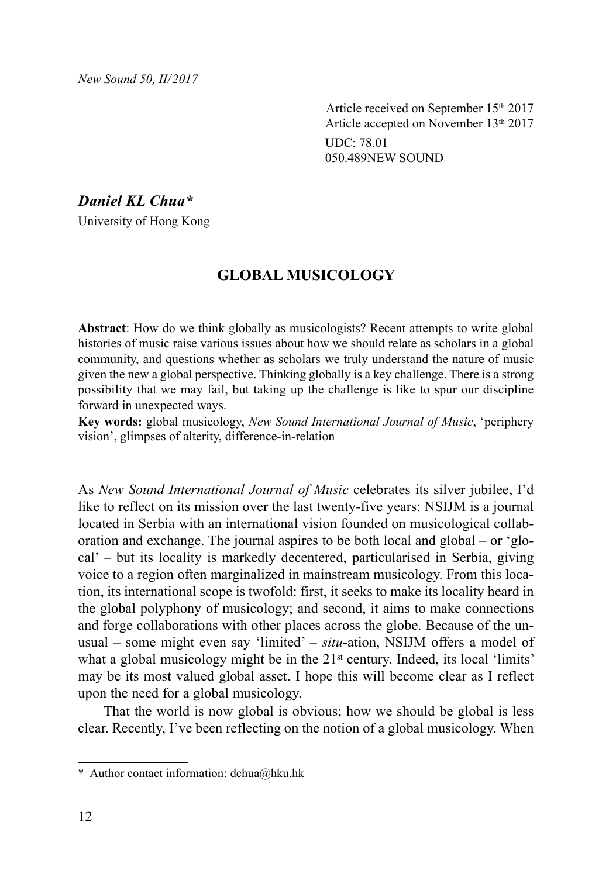Article received on September 15th 2017
Article accepted on November 13th 2017
UDC: 78.01
050.489NEW SOUND

***Daniel KL Chua****
University of Hong Kong

# GLOBAL MUSICOLOGY

**Abstract**: How do we think globally as musicologists? Recent attempts to write global histories of music raise various issues about how we should relate as scholars in a global community, and questions whether as scholars we truly understand the nature of music given the new a global perspective. Thinking globally is a key challenge. There is a strong possibility that we may fail, but taking up the challenge is like to spur our discipline forward in unexpected ways.

**Key words:** global musicology, *New Sound International Journal of Music*, 'periphery vision', glimpses of alterity, difference-in-relation

As *New Sound International Journal of Music* celebrates its silver jubilee, I'd like to reflect on its mission over the last twenty-five years: NSIJM is a journal located in Serbia with an international vision founded on musicological collaboration and exchange. The journal aspires to be both local and global – or 'glocal' – but its locality is markedly decentered, particularised in Serbia, giving voice to a region often marginalized in mainstream musicology. From this location, its international scope is twofold: first, it seeks to make its locality heard in the global polyphony of musicology; and second, it aims to make connections and forge collaborations with other places across the globe. Because of the unusual – some might even say 'limited' – *situ*-ation, NSIJM offers a model of what a global musicology might be in the 21st century. Indeed, its local 'limits' may be its most valued global asset. I hope this will become clear as I reflect upon the need for a global musicology.

That the world is now global is obvious; how we should be global is less clear. Recently, I've been reflecting on the notion of a global musicology. When

\* Author contact information: dchua@hku.hk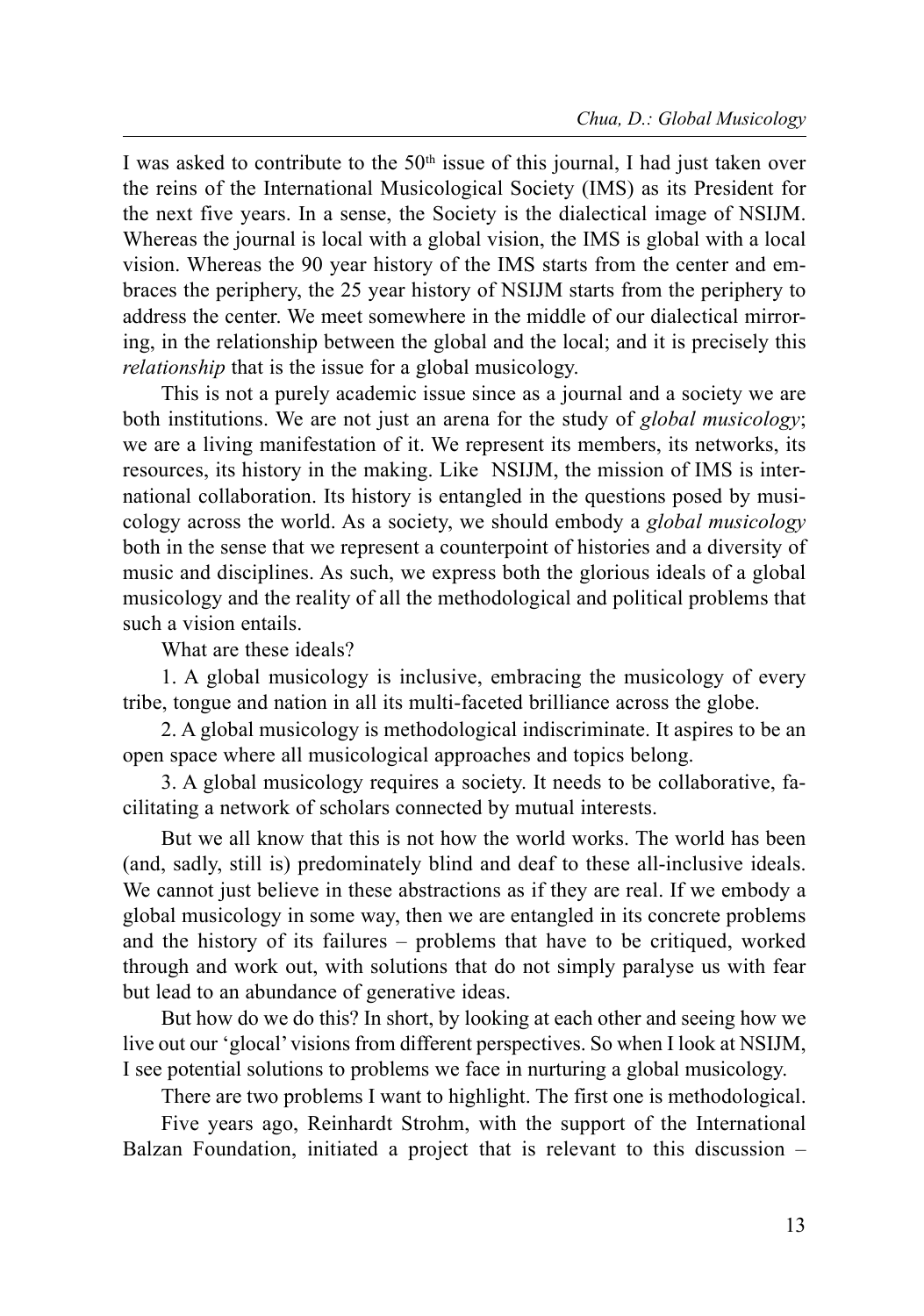I was asked to contribute to the 50th issue of this journal, I had just taken over the reins of the International Musicological Society (IMS) as its President for the next five years. In a sense, the Society is the dialectical image of NSIJM. Whereas the journal is local with a global vision, the IMS is global with a local vision. Whereas the 90 year history of the IMS starts from the center and embraces the periphery, the 25 year history of NSIJM starts from the periphery to address the center. We meet somewhere in the middle of our dialectical mirroring, in the relationship between the global and the local; and it is precisely this *relationship* that is the issue for a global musicology.

This is not a purely academic issue since as a journal and a society we are both institutions. We are not just an arena for the study of *global musicology*; we are a living manifestation of it. We represent its members, its networks, its resources, its history in the making. Like NSIJM, the mission of IMS is international collaboration. Its history is entangled in the questions posed by musicology across the world. As a society, we should embody a *global musicology* both in the sense that we represent a counterpoint of histories and a diversity of music and disciplines. As such, we express both the glorious ideals of a global musicology and the reality of all the methodological and political problems that such a vision entails.

What are these ideals?

1. A global musicology is inclusive, embracing the musicology of every tribe, tongue and nation in all its multi-faceted brilliance across the globe.

2. A global musicology is methodological indiscriminate. It aspires to be an open space where all musicological approaches and topics belong.

3. A global musicology requires a society. It needs to be collaborative, facilitating a network of scholars connected by mutual interests.

But we all know that this is not how the world works. The world has been (and, sadly, still is) predominately blind and deaf to these all-inclusive ideals. We cannot just believe in these abstractions as if they are real. If we embody a global musicology in some way, then we are entangled in its concrete problems and the history of its failures – problems that have to be critiqued, worked through and work out, with solutions that do not simply paralyse us with fear but lead to an abundance of generative ideas.

But how do we do this? In short, by looking at each other and seeing how we live out our 'glocal' visions from different perspectives. So when I look at NSIJM, I see potential solutions to problems we face in nurturing a global musicology.

There are two problems I want to highlight. The first one is methodological.

Five years ago, Reinhardt Strohm, with the support of the International Balzan Foundation, initiated a project that is relevant to this discussion –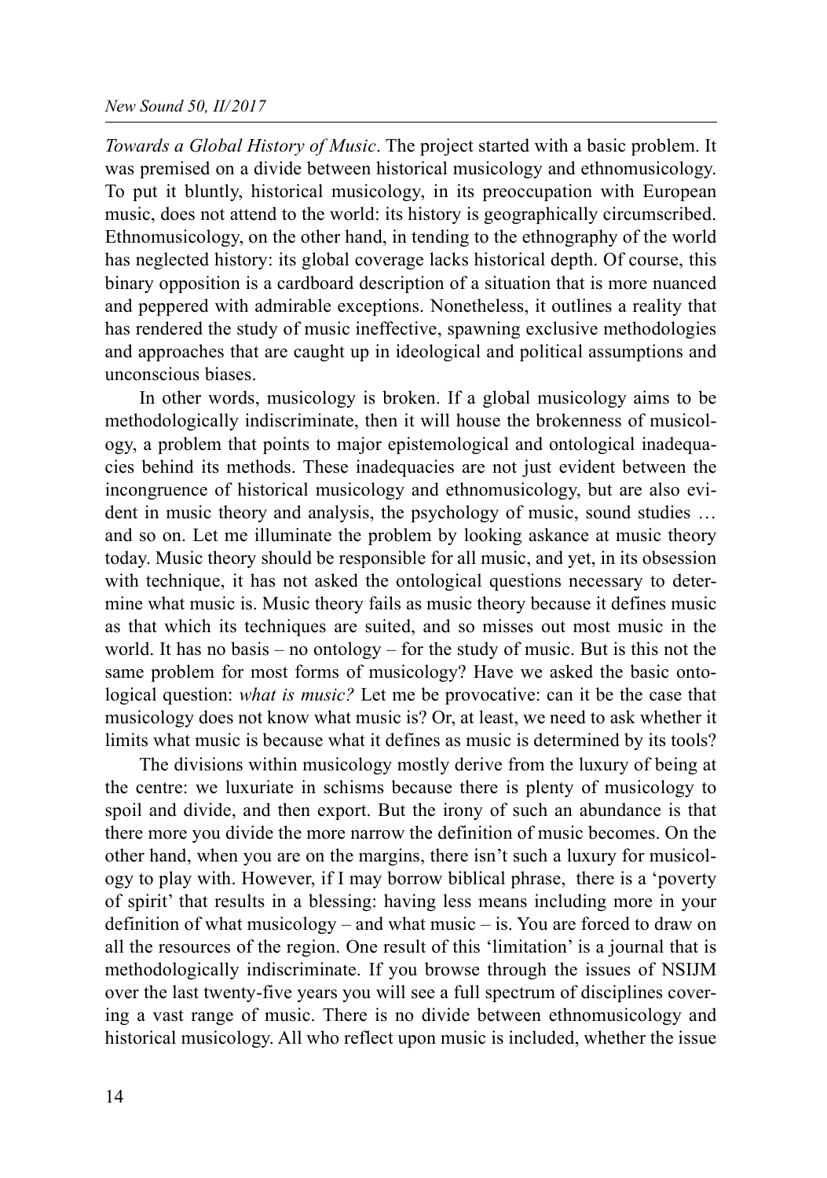*Towards a Global History of Music*. The project started with a basic problem. It was premised on a divide between historical musicology and ethnomusicology. To put it bluntly, historical musicology, in its preoccupation with European music, does not attend to the world: its history is geographically circumscribed. Ethnomusicology, on the other hand, in tending to the ethnography of the world has neglected history: its global coverage lacks historical depth. Of course, this binary opposition is a cardboard description of a situation that is more nuanced and peppered with admirable exceptions. Nonetheless, it outlines a reality that has rendered the study of music ineffective, spawning exclusive methodologies and approaches that are caught up in ideological and political assumptions and unconscious biases.

In other words, musicology is broken. If a global musicology aims to be methodologically indiscriminate, then it will house the brokenness of musicology, a problem that points to major epistemological and ontological inadequacies behind its methods. These inadequacies are not just evident between the incongruence of historical musicology and ethnomusicology, but are also evident in music theory and analysis, the psychology of music, sound studies … and so on. Let me illuminate the problem by looking askance at music theory today. Music theory should be responsible for all music, and yet, in its obsession with technique, it has not asked the ontological questions necessary to determine what music is. Music theory fails as music theory because it defines music as that which its techniques are suited, and so misses out most music in the world. It has no basis – no ontology – for the study of music. But is this not the same problem for most forms of musicology? Have we asked the basic ontological question: *what is music?* Let me be provocative: can it be the case that musicology does not know what music is? Or, at least, we need to ask whether it limits what music is because what it defines as music is determined by its tools?

The divisions within musicology mostly derive from the luxury of being at the centre: we luxuriate in schisms because there is plenty of musicology to spoil and divide, and then export. But the irony of such an abundance is that there more you divide the more narrow the definition of music becomes. On the other hand, when you are on the margins, there isn't such a luxury for musicology to play with. However, if I may borrow biblical phrase, there is a 'poverty of spirit' that results in a blessing: having less means including more in your definition of what musicology – and what music – is. You are forced to draw on all the resources of the region. One result of this 'limitation' is a journal that is methodologically indiscriminate. If you browse through the issues of NSIJM over the last twenty-five years you will see a full spectrum of disciplines covering a vast range of music. There is no divide between ethnomusicology and historical musicology. All who reflect upon music is included, whether the issue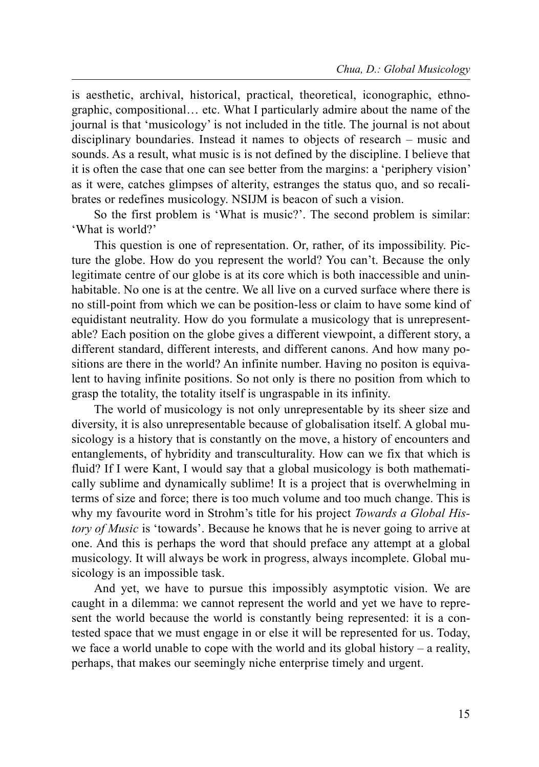is aesthetic, archival, historical, practical, theoretical, iconographic, ethnographic, compositional… etc. What I particularly admire about the name of the journal is that 'musicology' is not included in the title. The journal is not about disciplinary boundaries. Instead it names to objects of research – music and sounds. As a result, what music is is not defined by the discipline. I believe that it is often the case that one can see better from the margins: a 'periphery vision' as it were, catches glimpses of alterity, estranges the status quo, and so recalibrates or redefines musicology. NSIJM is beacon of such a vision.

So the first problem is 'What is music?'. The second problem is similar: 'What is world?'

This question is one of representation. Or, rather, of its impossibility. Picture the globe. How do you represent the world? You can't. Because the only legitimate centre of our globe is at its core which is both inaccessible and uninhabitable. No one is at the centre. We all live on a curved surface where there is no still-point from which we can be position-less or claim to have some kind of equidistant neutrality. How do you formulate a musicology that is unrepresentable? Each position on the globe gives a different viewpoint, a different story, a different standard, different interests, and different canons. And how many positions are there in the world? An infinite number. Having no positon is equivalent to having infinite positions. So not only is there no position from which to grasp the totality, the totality itself is ungraspable in its infinity.

The world of musicology is not only unrepresentable by its sheer size and diversity, it is also unrepresentable because of globalisation itself. A global musicology is a history that is constantly on the move, a history of encounters and entanglements, of hybridity and transculturality. How can we fix that which is fluid? If I were Kant, I would say that a global musicology is both mathematically sublime and dynamically sublime! It is a project that is overwhelming in terms of size and force; there is too much volume and too much change. This is why my favourite word in Strohm's title for his project *Towards a Global History of Music* is 'towards'. Because he knows that he is never going to arrive at one. And this is perhaps the word that should preface any attempt at a global musicology. It will always be work in progress, always incomplete. Global musicology is an impossible task.

And yet, we have to pursue this impossibly asymptotic vision. We are caught in a dilemma: we cannot represent the world and yet we have to represent the world because the world is constantly being represented: it is a contested space that we must engage in or else it will be represented for us. Today, we face a world unable to cope with the world and its global history – a reality, perhaps, that makes our seemingly niche enterprise timely and urgent.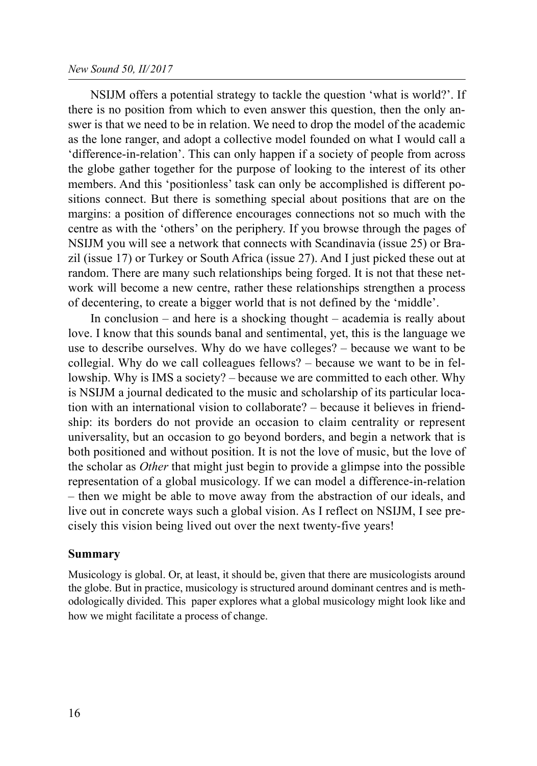NSIJM offers a potential strategy to tackle the question 'what is world?'. If there is no position from which to even answer this question, then the only answer is that we need to be in relation. We need to drop the model of the academic as the lone ranger, and adopt a collective model founded on what I would call a 'difference-in-relation'. This can only happen if a society of people from across the globe gather together for the purpose of looking to the interest of its other members. And this 'positionless' task can only be accomplished is different positions connect. But there is something special about positions that are on the margins: a position of difference encourages connections not so much with the centre as with the 'others' on the periphery. If you browse through the pages of NSIJM you will see a network that connects with Scandinavia (issue 25) or Brazil (issue 17) or Turkey or South Africa (issue 27). And I just picked these out at random. There are many such relationships being forged. It is not that these network will become a new centre, rather these relationships strengthen a process of decentering, to create a bigger world that is not defined by the 'middle'.

In conclusion – and here is a shocking thought – academia is really about love. I know that this sounds banal and sentimental, yet, this is the language we use to describe ourselves. Why do we have colleges? – because we want to be collegial. Why do we call colleagues fellows? – because we want to be in fellowship. Why is IMS a society? – because we are committed to each other. Why is NSIJM a journal dedicated to the music and scholarship of its particular location with an international vision to collaborate? – because it believes in friendship: its borders do not provide an occasion to claim centrality or represent universality, but an occasion to go beyond borders, and begin a network that is both positioned and without position. It is not the love of music, but the love of the scholar as *Other* that might just begin to provide a glimpse into the possible representation of a global musicology. If we can model a difference-in-relation – then we might be able to move away from the abstraction of our ideals, and live out in concrete ways such a global vision. As I reflect on NSIJM, I see precisely this vision being lived out over the next twenty-five years!

## Summary

Musicology is global. Or, at least, it should be, given that there are musicologists around the globe. But in practice, musicology is structured around dominant centres and is methodologically divided. This paper explores what a global musicology might look like and how we might facilitate a process of change.